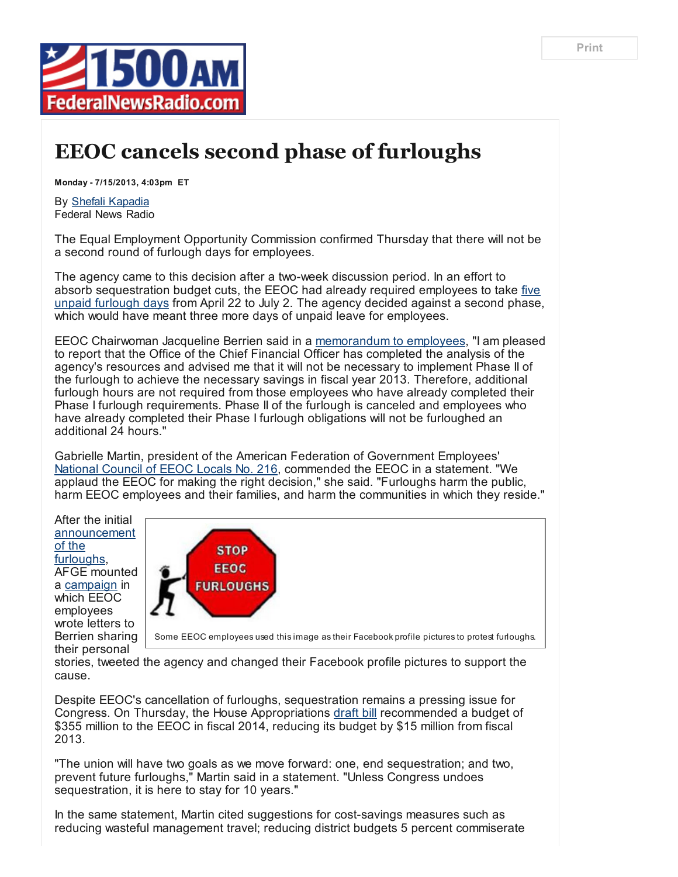# EEOC cancels second phase of furloughs

**Monday - 7/15/2013, 4:03pm ET**

By Shefali Kapadia
Federal News Radio

The Equal Employment Opportunity Commission confirmed Thursday that there will not be a second round of furlough days for employees.

The agency came to this decision after a two-week discussion period. In an effort to absorb sequestration budget cuts, the EEOC had already required employees to take five unpaid furlough days from April 22 to July 2. The agency decided against a second phase, which would have meant three more days of unpaid leave for employees.

EEOC Chairwoman Jacqueline Berrien said in a memorandum to employees, "I am pleased to report that the Office of the Chief Financial Officer has completed the analysis of the agency's resources and advised me that it will not be necessary to implement Phase II of the furlough to achieve the necessary savings in fiscal year 2013. Therefore, additional furlough hours are not required from those employees who have already completed their Phase I furlough requirements. Phase II of the furlough is canceled and employees who have already completed their Phase I furlough obligations will not be furloughed an additional 24 hours."

Gabrielle Martin, president of the American Federation of Government Employees' National Council of EEOC Locals No. 216, commended the EEOC in a statement. "We applaud the EEOC for making the right decision," she said. "Furloughs harm the public, harm EEOC employees and their families, and harm the communities in which they reside."

Some EEOC employees used this image as their Facebook profile pictures to protest furloughs.

After the initial announcement of the furloughs, AFGE mounted a campaign in which EEOC employees wrote letters to Berrien sharing their personal stories, tweeted the agency and changed their Facebook profile pictures to support the cause.

Despite EEOC's cancellation of furloughs, sequestration remains a pressing issue for Congress. On Thursday, the House Appropriations draft bill recommended a budget of $355 million to the EEOC in fiscal 2014, reducing its budget by $15 million from fiscal 2013.

"The union will have two goals as we move forward: one, end sequestration; and two, prevent future furloughs," Martin said in a statement. "Unless Congress undoes sequestration, it is here to stay for 10 years."

In the same statement, Martin cited suggestions for cost-savings measures such as reducing wasteful management travel; reducing district budgets 5 percent commiserate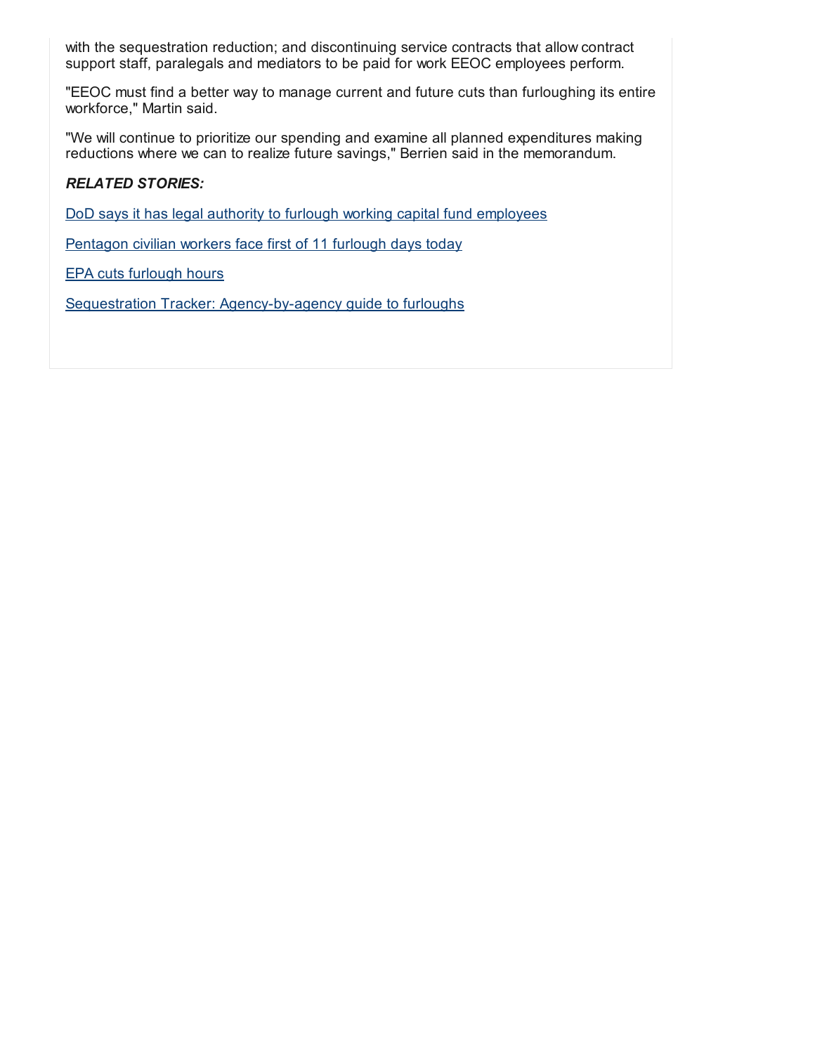with the sequestration reduction; and discontinuing service contracts that allow contract support staff, paralegals and mediators to be paid for work EEOC employees perform.

"EEOC must find a better way to manage current and future cuts than furloughing its entire workforce," Martin said.

"We will continue to prioritize our spending and examine all planned expenditures making reductions where we can to realize future savings," Berrien said in the memorandum.

***RELATED STORIES:***

DoD says it has legal authority to furlough working capital fund employees

Pentagon civilian workers face first of 11 furlough days today

EPA cuts furlough hours

Sequestration Tracker: Agency-by-agency guide to furloughs